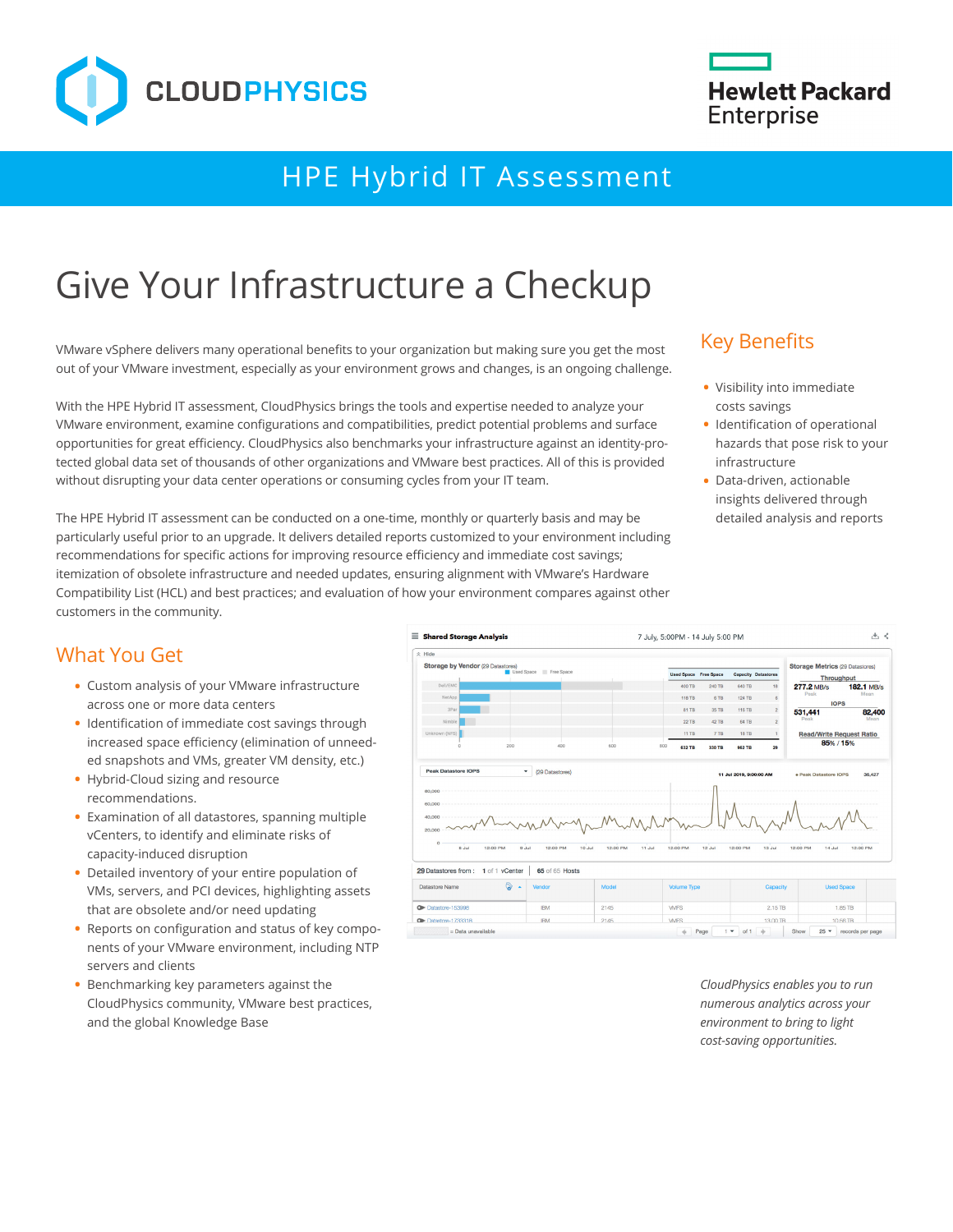# HPE Hybrid IT Assessment

# Give Your Infrastructure a Checkup

VMware vSphere delivers many operational benefits to your organization but making sure you get the most out of your VMware investment, especially as your environment grows and changes, is an ongoing challenge.

With the HPE Hybrid IT assessment, CloudPhysics brings the tools and expertise needed to analyze your VMware environment, examine configurations and compatibilities, predict potential problems and surface opportunities for great efficiency. CloudPhysics also benchmarks your infrastructure against an identity-protected global data set of thousands of other organizations and VMware best practices. All of this is provided without disrupting your data center operations or consuming cycles from your IT team.

The HPE Hybrid IT assessment can be conducted on a one-time, monthly or quarterly basis and may be particularly useful prior to an upgrade. It delivers detailed reports customized to your environment including recommendations for specific actions for improving resource efficiency and immediate cost savings; itemization of obsolete infrastructure and needed updates, ensuring alignment with VMware's Hardware Compatibility List (HCL) and best practices; and evaluation of how your environment compares against other customers in the community.

## Key Benefits

- Visibility into immediate costs savings
- Identification of operational hazards that pose risk to your infrastructure
- Data-driven, actionable insights delivered through detailed analysis and reports

## What You Get

- Custom analysis of your VMware infrastructure across one or more data centers
- Identification of immediate cost savings through increased space efficiency (elimination of unneeded snapshots and VMs, greater VM density, etc.)
- Hybrid-Cloud sizing and resource recommendations.
- Examination of all datastores, spanning multiple vCenters, to identify and eliminate risks of capacity-induced disruption
- Detailed inventory of your entire population of VMs, servers, and PCI devices, highlighting assets that are obsolete and/or need updating
- Reports on configuration and status of key components of your VMware environment, including NTP servers and clients
- Benchmarking key parameters against the CloudPhysics community, VMware best practices, and the global Knowledge Base

*CloudPhysics enables you to run numerous analytics across your environment to bring to light cost-saving opportunities.*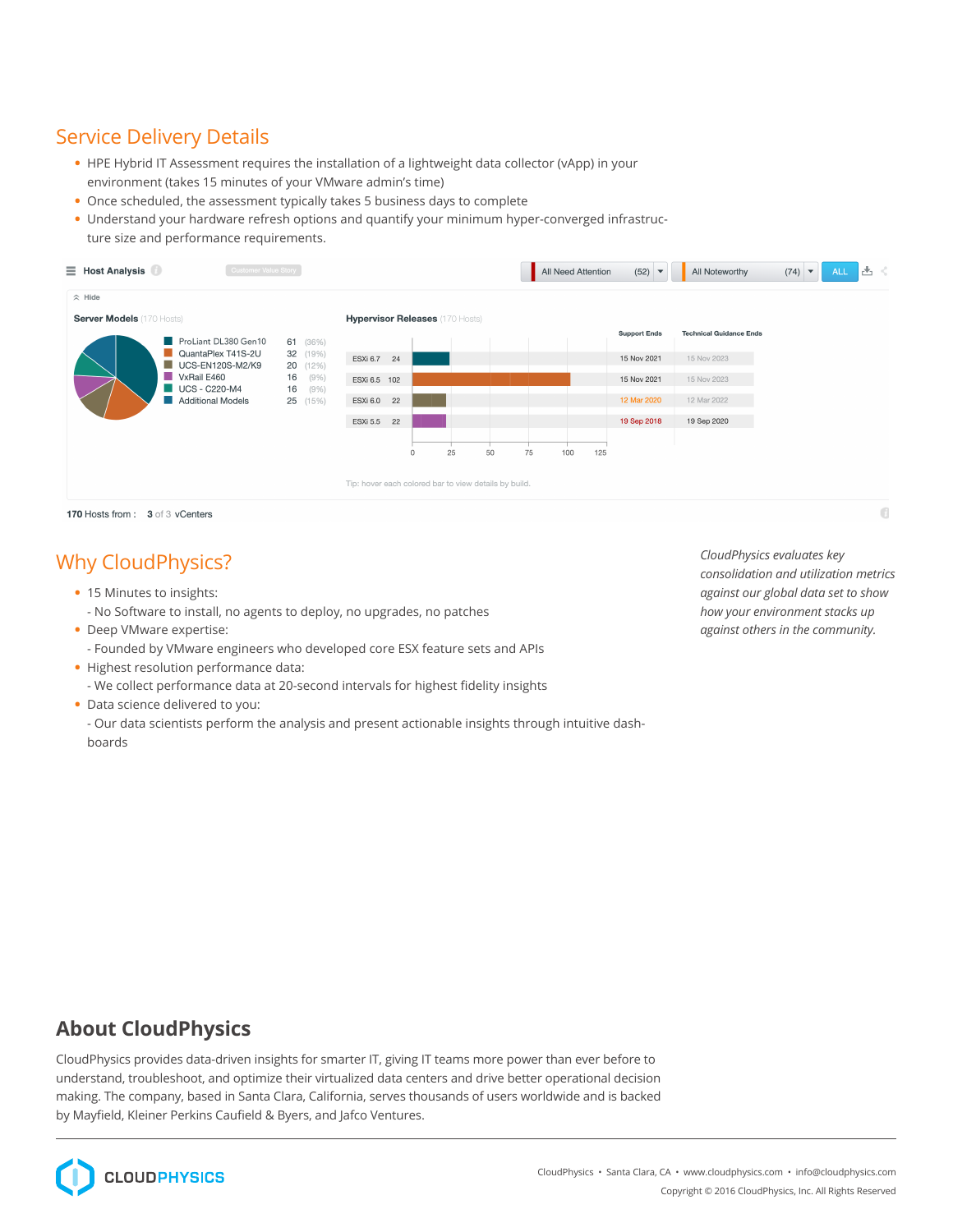## Service Delivery Details

- HPE Hybrid IT Assessment requires the installation of a lightweight data collector (vApp) in your environment (takes 15 minutes of your VMware admin's time)
- Once scheduled, the assessment typically takes 5 business days to complete
- Understand your hardware refresh options and quantify your minimum hyper-converged infrastructure size and performance requirements.

Host Analysis
Customer Value Story
All Need Attention (52)
All Noteworthy (74)
ALL
Hide

Server Models (170 Hosts)

ProLiant DL380 Gen10 61 (36%)
QuantaPlex T41S-2U 32 (19%)
UCS-EN120S-M2/K9 20 (12%)
VxRail E460 16 (9%)
UCS - C220-M4 16 (9%)
Additional Models 25 (15%)

Hypervisor Releases (170 Hosts)

Support Ends
Technical Guidance Ends
ESXi 6.7 24 15 Nov 2021 15 Nov 2023
ESXi 6.5 102 15 Nov 2021 15 Nov 2023
ESXi 6.0 22 12 Mar 2020 12 Mar 2022
ESXi 5.5 22 19 Sep 2018 19 Sep 2020
0 25 50 75 100 125

Tip: hover each colored bar to view details by build.

170 Hosts from : 3 of 3 vCenters

## Why CloudPhysics?

- 15 Minutes to insights:
  - No Software to install, no agents to deploy, no upgrades, no patches
- Deep VMware expertise:
  - Founded by VMware engineers who developed core ESX feature sets and APIs
- Highest resolution performance data:
  - We collect performance data at 20-second intervals for highest fidelity insights
- Data science delivered to you:
  - Our data scientists perform the analysis and present actionable insights through intuitive dashboards

*CloudPhysics evaluates key consolidation and utilization metrics against our global data set to show how your environment stacks up against others in the community.*

## About CloudPhysics

CloudPhysics provides data-driven insights for smarter IT, giving IT teams more power than ever before to understand, troubleshoot, and optimize their virtualized data centers and drive better operational decision making. The company, based in Santa Clara, California, serves thousands of users worldwide and is backed by Mayfield, Kleiner Perkins Caufield & Byers, and Jafco Ventures.

CLOUDPHYSICS

CloudPhysics • Santa Clara, CA • www.cloudphysics.com • info@cloudphysics.com

Copyright © 2016 CloudPhysics, Inc. All Rights Reserved